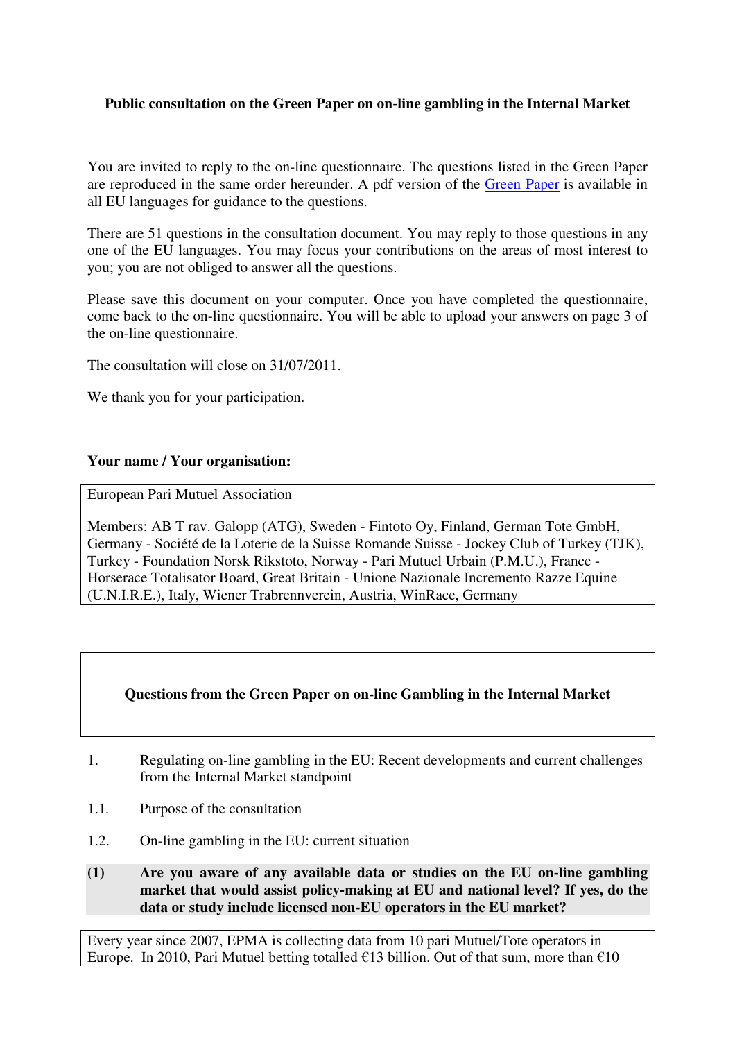**Public consultation on the Green Paper on on-line gambling in the Internal Market**

You are invited to reply to the on-line questionnaire. The questions listed in the Green Paper are reproduced in the same order hereunder. A pdf version of the Green Paper is available in all EU languages for guidance to the questions.

There are 51 questions in the consultation document. You may reply to those questions in any one of the EU languages. You may focus your contributions on the areas of most interest to you; you are not obliged to answer all the questions.

Please save this document on your computer. Once you have completed the questionnaire, come back to the on-line questionnaire. You will be able to upload your answers on page 3 of the on-line questionnaire.

The consultation will close on 31/07/2011.

We thank you for your participation.

**Your name / Your organisation:**

European Pari Mutuel Association

Members: AB T rav. Galopp (ATG), Sweden - Fintoto Oy, Finland, German Tote GmbH, Germany - Société de la Loterie de la Suisse Romande Suisse - Jockey Club of Turkey (TJK), Turkey - Foundation Norsk Rikstoto, Norway - Pari Mutuel Urbain (P.M.U.), France - Horserace Totalisator Board, Great Britain - Unione Nazionale Incremento Razze Equine (U.N.I.R.E.), Italy, Wiener Trabrennverein, Austria, WinRace, Germany

**Questions from the Green Paper on on-line Gambling in the Internal Market**

1. Regulating on-line gambling in the EU: Recent developments and current challenges from the Internal Market standpoint

1.1. Purpose of the consultation

1.2. On-line gambling in the EU: current situation

**(1) Are you aware of any available data or studies on the EU on-line gambling market that would assist policy-making at EU and national level? If yes, do the data or study include licensed non-EU operators in the EU market?**

Every year since 2007, EPMA is collecting data from 10 pari Mutuel/Tote operators in Europe. In 2010, Pari Mutuel betting totalled €13 billion. Out of that sum, more than €10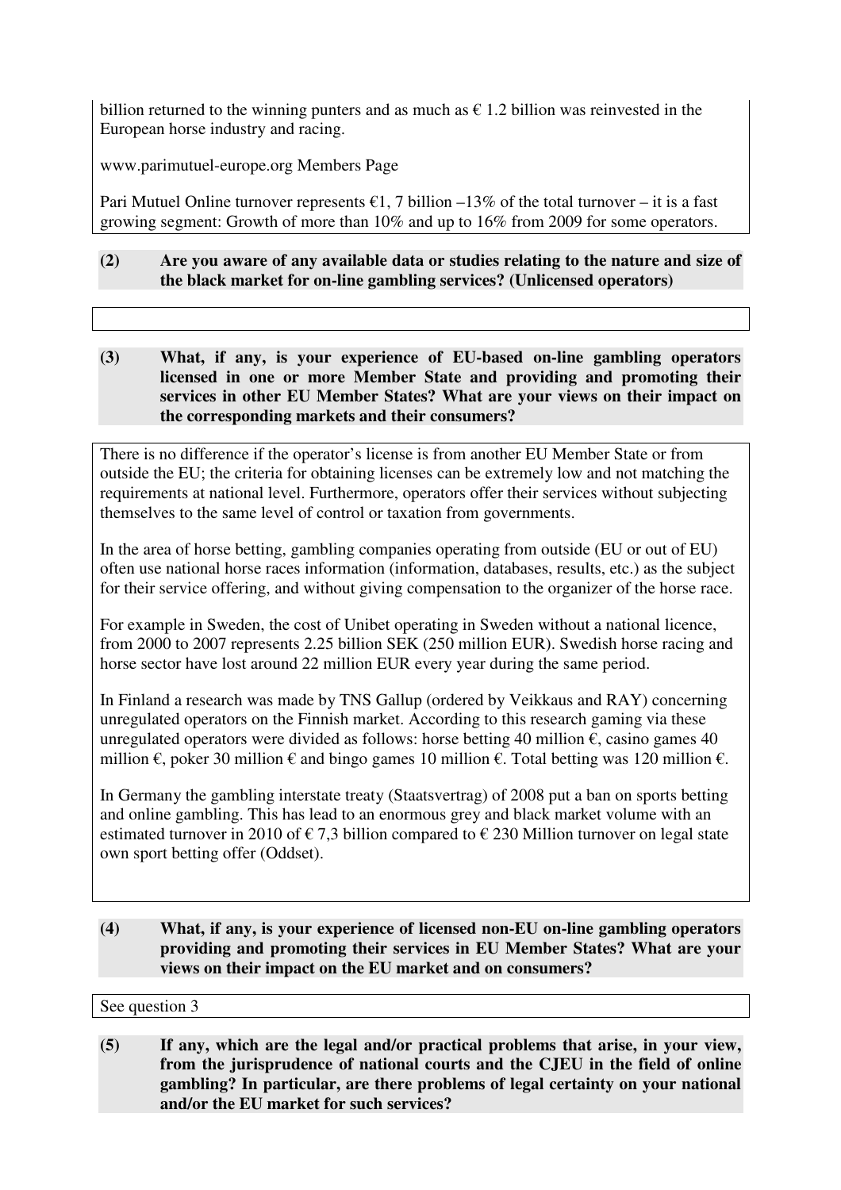billion returned to the winning punters and as much as € 1.2 billion was reinvested in the European horse industry and racing.

www.parimutuel-europe.org Members Page

Pari Mutuel Online turnover represents €1, 7 billion –13% of the total turnover – it is a fast growing segment: Growth of more than 10% and up to 16% from 2009 for some operators.

**(2) Are you aware of any available data or studies relating to the nature and size of the black market for on-line gambling services? (Unlicensed operators)**

**(3) What, if any, is your experience of EU-based on-line gambling operators licensed in one or more Member State and providing and promoting their services in other EU Member States? What are your views on their impact on the corresponding markets and their consumers?**

There is no difference if the operator's license is from another EU Member State or from outside the EU; the criteria for obtaining licenses can be extremely low and not matching the requirements at national level. Furthermore, operators offer their services without subjecting themselves to the same level of control or taxation from governments.

In the area of horse betting, gambling companies operating from outside (EU or out of EU) often use national horse races information (information, databases, results, etc.) as the subject for their service offering, and without giving compensation to the organizer of the horse race.

For example in Sweden, the cost of Unibet operating in Sweden without a national licence, from 2000 to 2007 represents 2.25 billion SEK (250 million EUR). Swedish horse racing and horse sector have lost around 22 million EUR every year during the same period.

In Finland a research was made by TNS Gallup (ordered by Veikkaus and RAY) concerning unregulated operators on the Finnish market. According to this research gaming via these unregulated operators were divided as follows: horse betting 40 million €, casino games 40 million €, poker 30 million € and bingo games 10 million €. Total betting was 120 million €.

In Germany the gambling interstate treaty (Staatsvertrag) of 2008 put a ban on sports betting and online gambling. This has lead to an enormous grey and black market volume with an estimated turnover in 2010 of € 7,3 billion compared to € 230 Million turnover on legal state own sport betting offer (Oddset).

**(4) What, if any, is your experience of licensed non-EU on-line gambling operators providing and promoting their services in EU Member States? What are your views on their impact on the EU market and on consumers?**

See question 3

**(5) If any, which are the legal and/or practical problems that arise, in your view, from the jurisprudence of national courts and the CJEU in the field of online gambling? In particular, are there problems of legal certainty on your national and/or the EU market for such services?**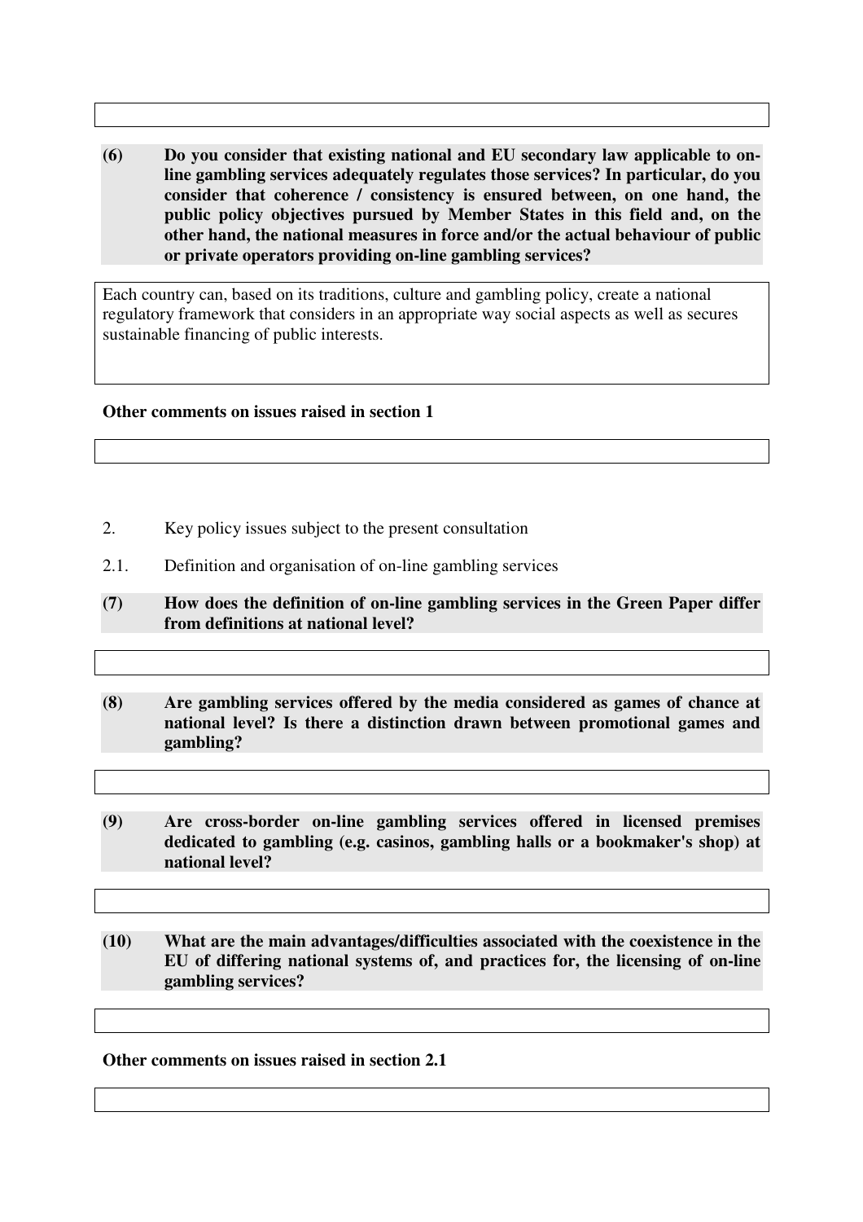**(6) Do you consider that existing national and EU secondary law applicable to on-line gambling services adequately regulates those services? In particular, do you consider that coherence / consistency is ensured between, on one hand, the public policy objectives pursued by Member States in this field and, on the other hand, the national measures in force and/or the actual behaviour of public or private operators providing on-line gambling services?**

Each country can, based on its traditions, culture and gambling policy, create a national regulatory framework that considers in an appropriate way social aspects as well as secures sustainable financing of public interests.

**Other comments on issues raised in section 1**

2. Key policy issues subject to the present consultation

2.1. Definition and organisation of on-line gambling services

**(7) How does the definition of on-line gambling services in the Green Paper differ from definitions at national level?**

**(8) Are gambling services offered by the media considered as games of chance at national level? Is there a distinction drawn between promotional games and gambling?**

**(9) Are cross-border on-line gambling services offered in licensed premises dedicated to gambling (e.g. casinos, gambling halls or a bookmaker's shop) at national level?**

**(10) What are the main advantages/difficulties associated with the coexistence in the EU of differing national systems of, and practices for, the licensing of on-line gambling services?**

**Other comments on issues raised in section 2.1**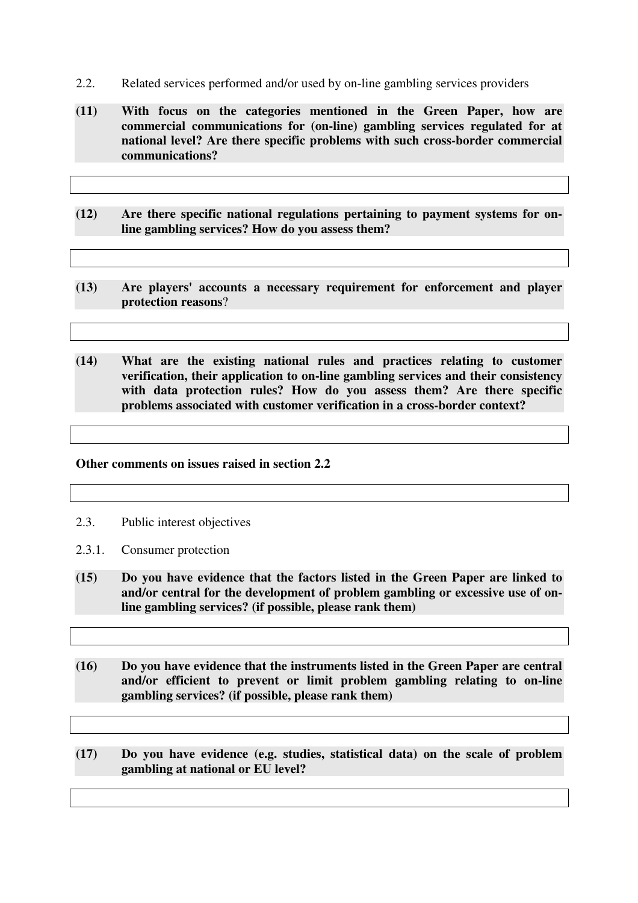2.2. Related services performed and/or used by on-line gambling services providers

**(11) With focus on the categories mentioned in the Green Paper, how are commercial communications for (on-line) gambling services regulated for at national level? Are there specific problems with such cross-border commercial communications?**

**(12) Are there specific national regulations pertaining to payment systems for on-line gambling services? How do you assess them?**

**(13) Are players' accounts a necessary requirement for enforcement and player protection reasons**?

**(14) What are the existing national rules and practices relating to customer verification, their application to on-line gambling services and their consistency with data protection rules? How do you assess them? Are there specific problems associated with customer verification in a cross-border context?**

**Other comments on issues raised in section 2.2**

2.3. Public interest objectives

2.3.1. Consumer protection

**(15) Do you have evidence that the factors listed in the Green Paper are linked to and/or central for the development of problem gambling or excessive use of on-line gambling services? (if possible, please rank them)**

**(16) Do you have evidence that the instruments listed in the Green Paper are central and/or efficient to prevent or limit problem gambling relating to on-line gambling services? (if possible, please rank them)**

**(17) Do you have evidence (e.g. studies, statistical data) on the scale of problem gambling at national or EU level?**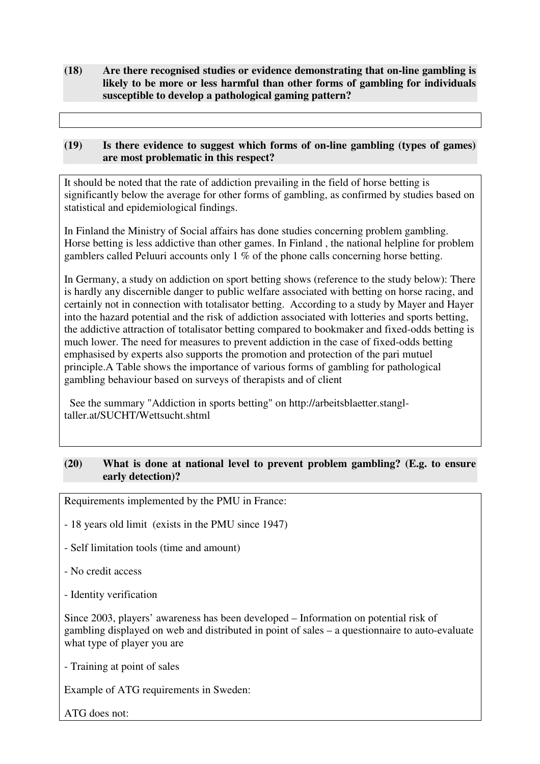**(18) Are there recognised studies or evidence demonstrating that on-line gambling is likely to be more or less harmful than other forms of gambling for individuals susceptible to develop a pathological gaming pattern?**

**(19) Is there evidence to suggest which forms of on-line gambling (types of games) are most problematic in this respect?**

It should be noted that the rate of addiction prevailing in the field of horse betting is significantly below the average for other forms of gambling, as confirmed by studies based on statistical and epidemiological findings.

In Finland the Ministry of Social affairs has done studies concerning problem gambling. Horse betting is less addictive than other games. In Finland , the national helpline for problem gamblers called Peluuri accounts only 1 % of the phone calls concerning horse betting.

In Germany, a study on addiction on sport betting shows (reference to the study below): There is hardly any discernible danger to public welfare associated with betting on horse racing, and certainly not in connection with totalisator betting. According to a study by Mayer and Hayer into the hazard potential and the risk of addiction associated with lotteries and sports betting, the addictive attraction of totalisator betting compared to bookmaker and fixed-odds betting is much lower. The need for measures to prevent addiction in the case of fixed-odds betting emphasised by experts also supports the promotion and protection of the pari mutuel principle.A Table shows the importance of various forms of gambling for pathological gambling behaviour based on surveys of therapists and of client

See the summary "Addiction in sports betting" on http://arbeitsblaetter.stangl-taller.at/SUCHT/Wettsucht.shtml

**(20) What is done at national level to prevent problem gambling? (E.g. to ensure early detection)?**

Requirements implemented by the PMU in France:

- 18 years old limit (exists in the PMU since 1947)
- Self limitation tools (time and amount)
- No credit access
- Identity verification

Since 2003, players' awareness has been developed – Information on potential risk of gambling displayed on web and distributed in point of sales – a questionnaire to auto-evaluate what type of player you are

- Training at point of sales

Example of ATG requirements in Sweden:

ATG does not: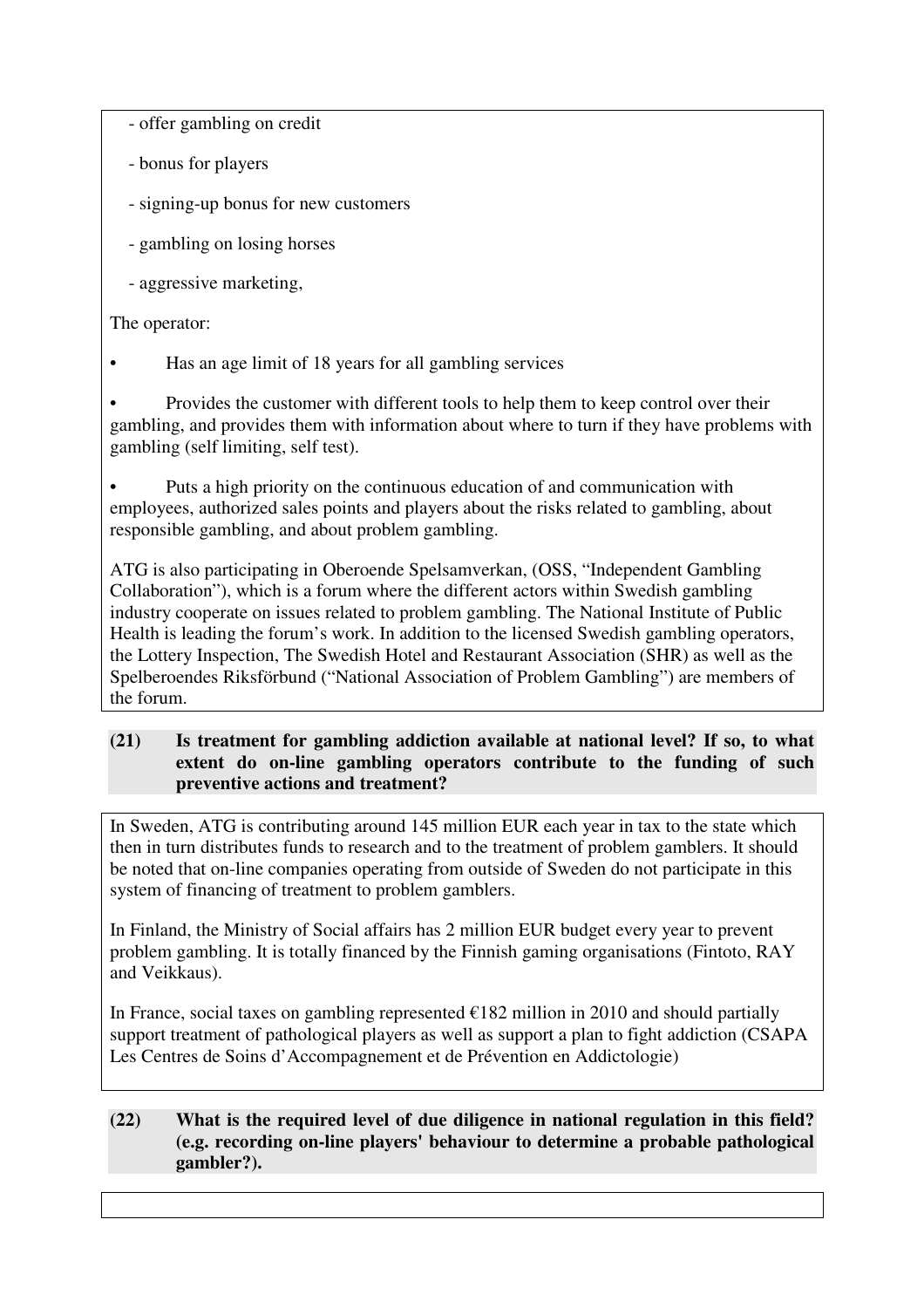- offer gambling on credit

- bonus for players

- signing-up bonus for new customers

- gambling on losing horses

- aggressive marketing,

The operator:

- Has an age limit of 18 years for all gambling services
- Provides the customer with different tools to help them to keep control over their gambling, and provides them with information about where to turn if they have problems with gambling (self limiting, self test).
- Puts a high priority on the continuous education of and communication with employees, authorized sales points and players about the risks related to gambling, about responsible gambling, and about problem gambling.

ATG is also participating in Oberoende Spelsamverkan, (OSS, "Independent Gambling Collaboration"), which is a forum where the different actors within Swedish gambling industry cooperate on issues related to problem gambling. The National Institute of Public Health is leading the forum's work. In addition to the licensed Swedish gambling operators, the Lottery Inspection, The Swedish Hotel and Restaurant Association (SHR) as well as the Spelberoendes Riksförbund ("National Association of Problem Gambling") are members of the forum.

**(21) Is treatment for gambling addiction available at national level? If so, to what extent do on-line gambling operators contribute to the funding of such preventive actions and treatment?**

In Sweden, ATG is contributing around 145 million EUR each year in tax to the state which then in turn distributes funds to research and to the treatment of problem gamblers. It should be noted that on-line companies operating from outside of Sweden do not participate in this system of financing of treatment to problem gamblers.

In Finland, the Ministry of Social affairs has 2 million EUR budget every year to prevent problem gambling. It is totally financed by the Finnish gaming organisations (Fintoto, RAY and Veikkaus).

In France, social taxes on gambling represented €182 million in 2010 and should partially support treatment of pathological players as well as support a plan to fight addiction (CSAPA Les Centres de Soins d'Accompagnement et de Prévention en Addictologie)

**(22) What is the required level of due diligence in national regulation in this field? (e.g. recording on-line players' behaviour to determine a probable pathological gambler?).**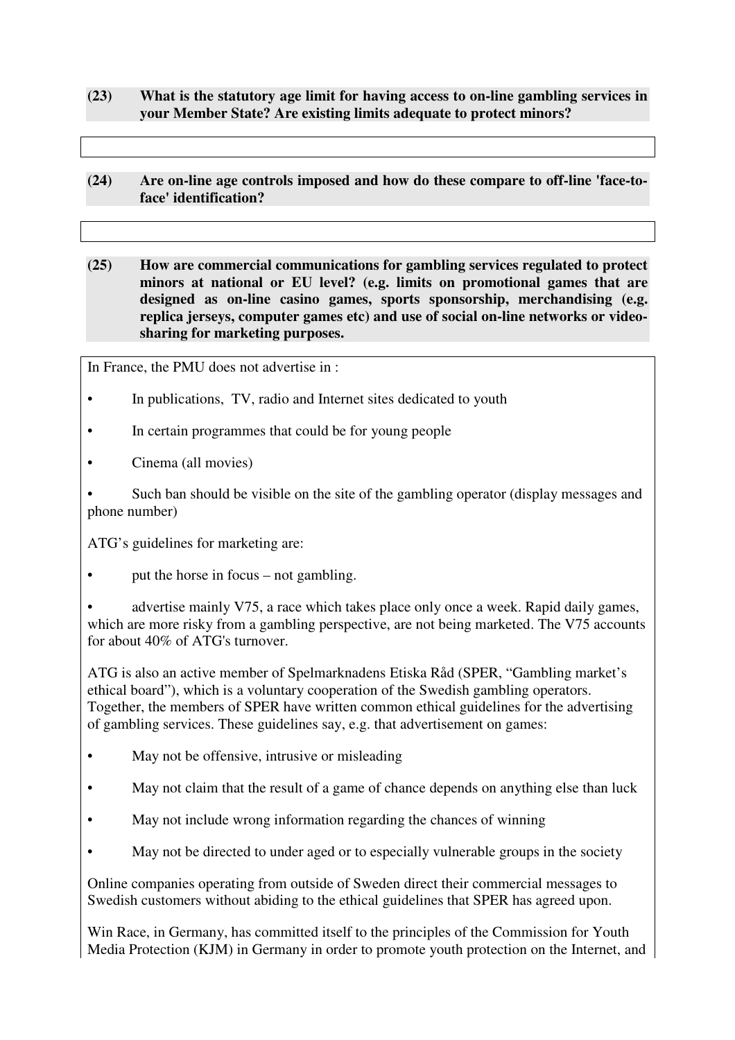**(23) What is the statutory age limit for having access to on-line gambling services in your Member State? Are existing limits adequate to protect minors?**

**(24) Are on-line age controls imposed and how do these compare to off-line 'face-to-face' identification?**

**(25) How are commercial communications for gambling services regulated to protect minors at national or EU level? (e.g. limits on promotional games that are designed as on-line casino games, sports sponsorship, merchandising (e.g. replica jerseys, computer games etc) and use of social on-line networks or video-sharing for marketing purposes.**

In France, the PMU does not advertise in :

- In publications, TV, radio and Internet sites dedicated to youth
- In certain programmes that could be for young people
- Cinema (all movies)
- Such ban should be visible on the site of the gambling operator (display messages and phone number)

ATG's guidelines for marketing are:

- put the horse in focus – not gambling.
- advertise mainly V75, a race which takes place only once a week. Rapid daily games, which are more risky from a gambling perspective, are not being marketed. The V75 accounts for about 40% of ATG's turnover.

ATG is also an active member of Spelmarknadens Etiska Råd (SPER, "Gambling market's ethical board"), which is a voluntary cooperation of the Swedish gambling operators. Together, the members of SPER have written common ethical guidelines for the advertising of gambling services. These guidelines say, e.g. that advertisement on games:

- May not be offensive, intrusive or misleading
- May not claim that the result of a game of chance depends on anything else than luck
- May not include wrong information regarding the chances of winning
- May not be directed to under aged or to especially vulnerable groups in the society

Online companies operating from outside of Sweden direct their commercial messages to Swedish customers without abiding to the ethical guidelines that SPER has agreed upon.

Win Race, in Germany, has committed itself to the principles of the Commission for Youth Media Protection (KJM) in Germany in order to promote youth protection on the Internet, and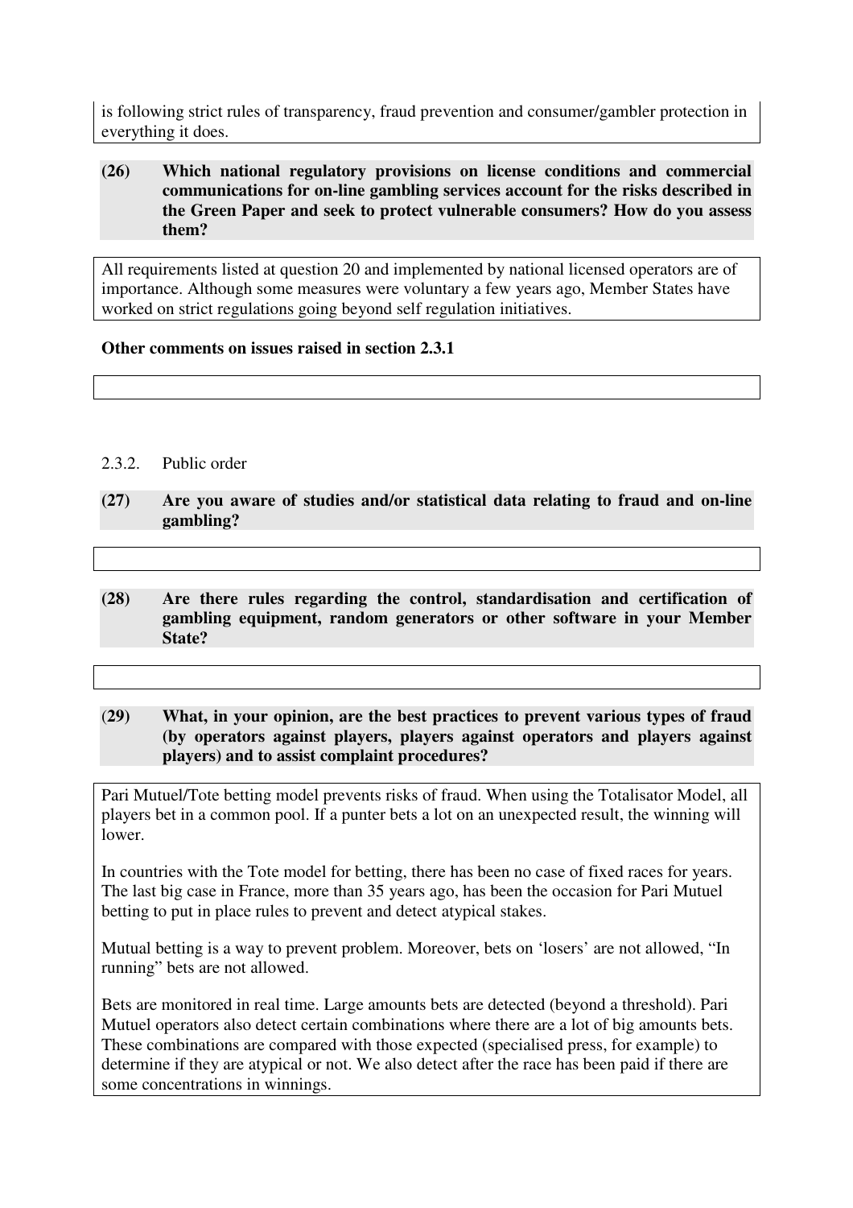is following strict rules of transparency, fraud prevention and consumer/gambler protection in everything it does.

**(26) Which national regulatory provisions on license conditions and commercial communications for on-line gambling services account for the risks described in the Green Paper and seek to protect vulnerable consumers? How do you assess them?**

All requirements listed at question 20 and implemented by national licensed operators are of importance. Although some measures were voluntary a few years ago, Member States have worked on strict regulations going beyond self regulation initiatives.

**Other comments on issues raised in section 2.3.1**

2.3.2. Public order

**(27) Are you aware of studies and/or statistical data relating to fraud and on-line gambling?**

**(28) Are there rules regarding the control, standardisation and certification of gambling equipment, random generators or other software in your Member State?**

**(29) What, in your opinion, are the best practices to prevent various types of fraud (by operators against players, players against operators and players against players) and to assist complaint procedures?**

Pari Mutuel/Tote betting model prevents risks of fraud. When using the Totalisator Model, all players bet in a common pool. If a punter bets a lot on an unexpected result, the winning will lower.

In countries with the Tote model for betting, there has been no case of fixed races for years. The last big case in France, more than 35 years ago, has been the occasion for Pari Mutuel betting to put in place rules to prevent and detect atypical stakes.

Mutual betting is a way to prevent problem. Moreover, bets on 'losers' are not allowed, "In running" bets are not allowed.

Bets are monitored in real time. Large amounts bets are detected (beyond a threshold). Pari Mutuel operators also detect certain combinations where there are a lot of big amounts bets. These combinations are compared with those expected (specialised press, for example) to determine if they are atypical or not. We also detect after the race has been paid if there are some concentrations in winnings.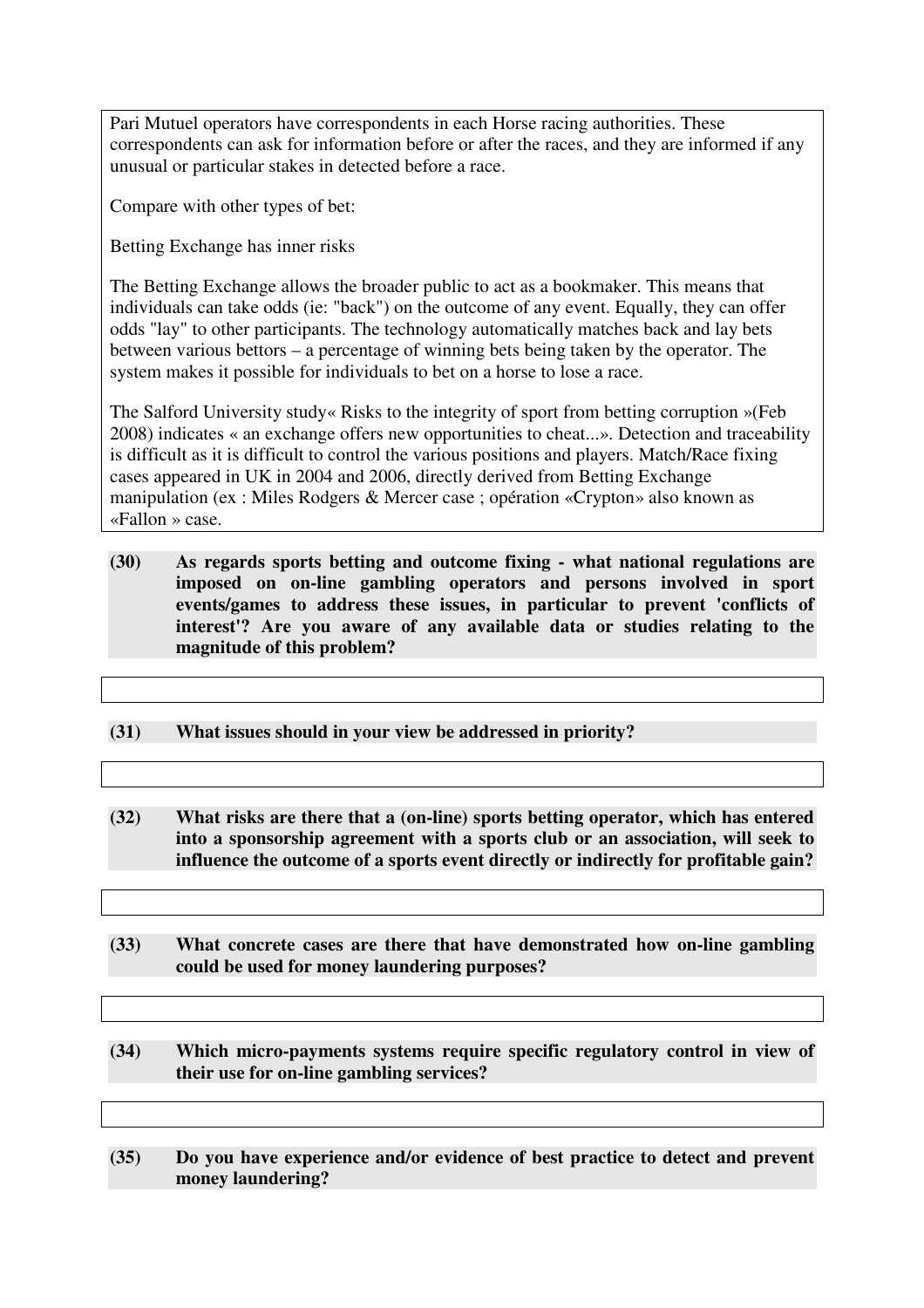Pari Mutuel operators have correspondents in each Horse racing authorities. These correspondents can ask for information before or after the races, and they are informed if any unusual or particular stakes in detected before a race.

Compare with other types of bet:

Betting Exchange has inner risks

The Betting Exchange allows the broader public to act as a bookmaker. This means that individuals can take odds (ie: "back") on the outcome of any event. Equally, they can offer odds "lay" to other participants. The technology automatically matches back and lay bets between various bettors – a percentage of winning bets being taken by the operator. The system makes it possible for individuals to bet on a horse to lose a race.

The Salford University study« Risks to the integrity of sport from betting corruption »(Feb 2008) indicates « an exchange offers new opportunities to cheat...». Detection and traceability is difficult as it is difficult to control the various positions and players. Match/Race fixing cases appeared in UK in 2004 and 2006, directly derived from Betting Exchange manipulation (ex : Miles Rodgers & Mercer case ; opération «Crypton» also known as «Fallon » case.

**(30) As regards sports betting and outcome fixing - what national regulations are imposed on on-line gambling operators and persons involved in sport events/games to address these issues, in particular to prevent 'conflicts of interest'? Are you aware of any available data or studies relating to the magnitude of this problem?**

**(31) What issues should in your view be addressed in priority?**

**(32) What risks are there that a (on-line) sports betting operator, which has entered into a sponsorship agreement with a sports club or an association, will seek to influence the outcome of a sports event directly or indirectly for profitable gain?**

**(33) What concrete cases are there that have demonstrated how on-line gambling could be used for money laundering purposes?**

**(34) Which micro-payments systems require specific regulatory control in view of their use for on-line gambling services?**

**(35) Do you have experience and/or evidence of best practice to detect and prevent money laundering?**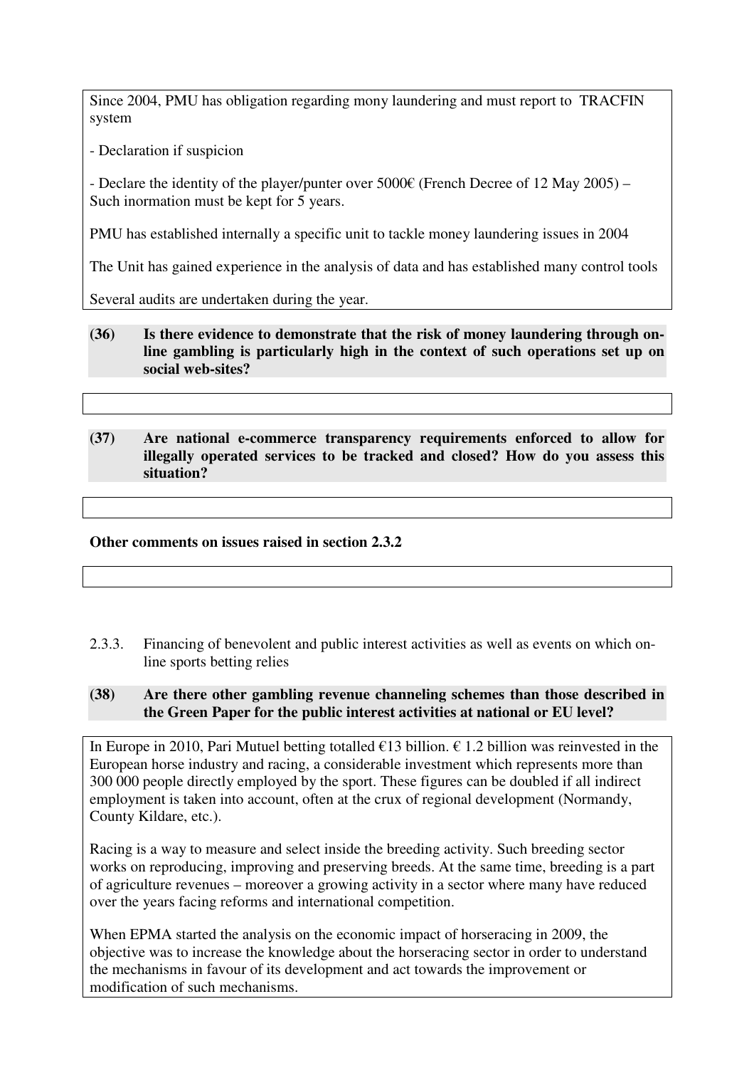Since 2004, PMU has obligation regarding mony laundering and must report to TRACFIN system

- Declaration if suspicion

- Declare the identity of the player/punter over 5000€ (French Decree of 12 May 2005) – Such inormation must be kept for 5 years.

PMU has established internally a specific unit to tackle money laundering issues in 2004

The Unit has gained experience in the analysis of data and has established many control tools

Several audits are undertaken during the year.

**(36) Is there evidence to demonstrate that the risk of money laundering through on-line gambling is particularly high in the context of such operations set up on social web-sites?**

**(37) Are national e-commerce transparency requirements enforced to allow for illegally operated services to be tracked and closed? How do you assess this situation?**

**Other comments on issues raised in section 2.3.2**

2.3.3. Financing of benevolent and public interest activities as well as events on which on-line sports betting relies

**(38) Are there other gambling revenue channeling schemes than those described in the Green Paper for the public interest activities at national or EU level?**

In Europe in 2010, Pari Mutuel betting totalled €13 billion. € 1.2 billion was reinvested in the European horse industry and racing, a considerable investment which represents more than 300 000 people directly employed by the sport. These figures can be doubled if all indirect employment is taken into account, often at the crux of regional development (Normandy, County Kildare, etc.).

Racing is a way to measure and select inside the breeding activity. Such breeding sector works on reproducing, improving and preserving breeds. At the same time, breeding is a part of agriculture revenues – moreover a growing activity in a sector where many have reduced over the years facing reforms and international competition.

When EPMA started the analysis on the economic impact of horseracing in 2009, the objective was to increase the knowledge about the horseracing sector in order to understand the mechanisms in favour of its development and act towards the improvement or modification of such mechanisms.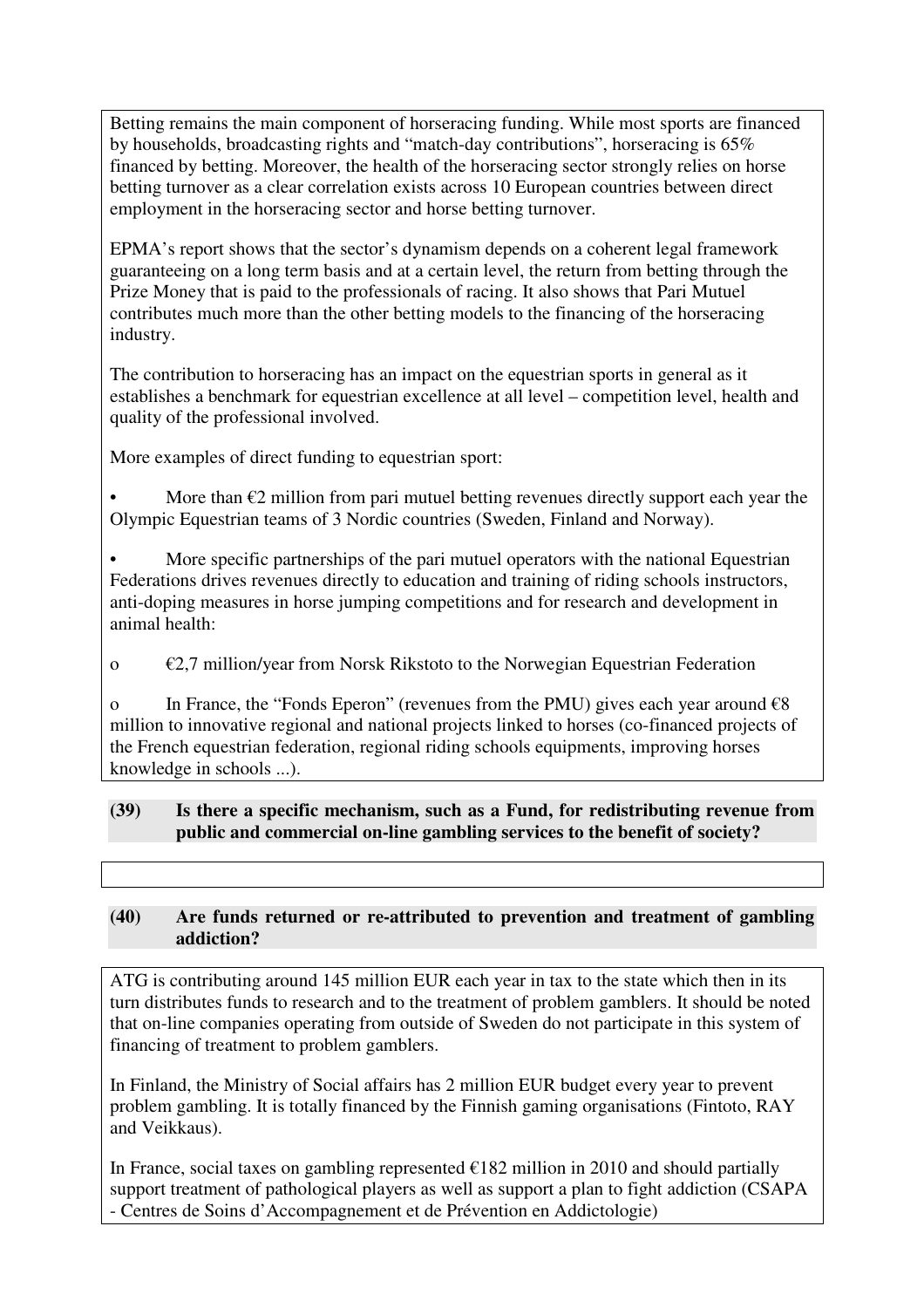Betting remains the main component of horseracing funding. While most sports are financed by households, broadcasting rights and "match-day contributions", horseracing is 65% financed by betting. Moreover, the health of the horseracing sector strongly relies on horse betting turnover as a clear correlation exists across 10 European countries between direct employment in the horseracing sector and horse betting turnover.

EPMA's report shows that the sector's dynamism depends on a coherent legal framework guaranteeing on a long term basis and at a certain level, the return from betting through the Prize Money that is paid to the professionals of racing. It also shows that Pari Mutuel contributes much more than the other betting models to the financing of the horseracing industry.

The contribution to horseracing has an impact on the equestrian sports in general as it establishes a benchmark for equestrian excellence at all level – competition level, health and quality of the professional involved.

More examples of direct funding to equestrian sport:

- More than €2 million from pari mutuel betting revenues directly support each year the Olympic Equestrian teams of 3 Nordic countries (Sweden, Finland and Norway).
- More specific partnerships of the pari mutuel operators with the national Equestrian Federations drives revenues directly to education and training of riding schools instructors, anti-doping measures in horse jumping competitions and for research and development in animal health:
  - €2,7 million/year from Norsk Rikstoto to the Norwegian Equestrian Federation
  - In France, the "Fonds Eperon" (revenues from the PMU) gives each year around €8 million to innovative regional and national projects linked to horses (co-financed projects of the French equestrian federation, regional riding schools equipments, improving horses knowledge in schools ...).

**(39) Is there a specific mechanism, such as a Fund, for redistributing revenue from public and commercial on-line gambling services to the benefit of society?**

**(40) Are funds returned or re-attributed to prevention and treatment of gambling addiction?**

ATG is contributing around 145 million EUR each year in tax to the state which then in its turn distributes funds to research and to the treatment of problem gamblers. It should be noted that on-line companies operating from outside of Sweden do not participate in this system of financing of treatment to problem gamblers.

In Finland, the Ministry of Social affairs has 2 million EUR budget every year to prevent problem gambling. It is totally financed by the Finnish gaming organisations (Fintoto, RAY and Veikkaus).

In France, social taxes on gambling represented €182 million in 2010 and should partially support treatment of pathological players as well as support a plan to fight addiction (CSAPA - Centres de Soins d'Accompagnement et de Prévention en Addictologie)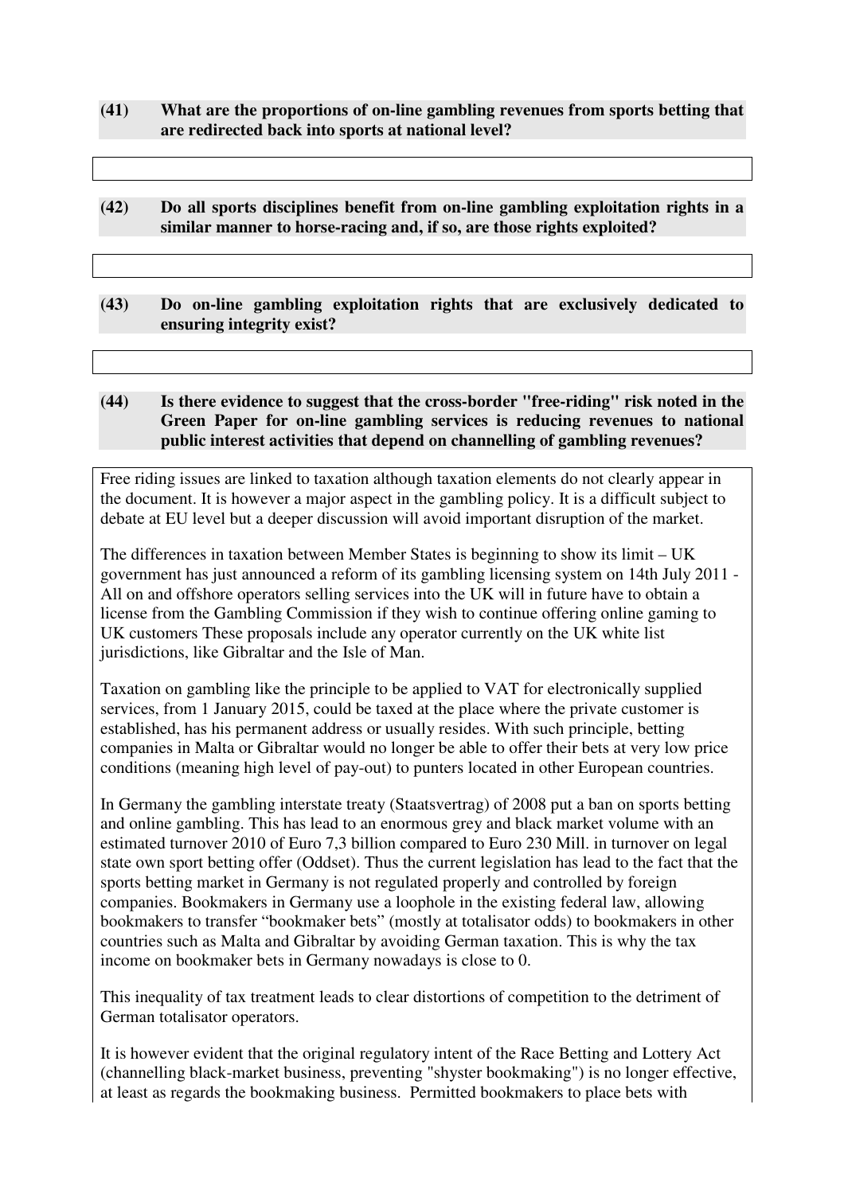**(41) What are the proportions of on-line gambling revenues from sports betting that are redirected back into sports at national level?**

**(42) Do all sports disciplines benefit from on-line gambling exploitation rights in a similar manner to horse-racing and, if so, are those rights exploited?**

**(43) Do on-line gambling exploitation rights that are exclusively dedicated to ensuring integrity exist?**

**(44) Is there evidence to suggest that the cross-border "free-riding" risk noted in the Green Paper for on-line gambling services is reducing revenues to national public interest activities that depend on channelling of gambling revenues?**

Free riding issues are linked to taxation although taxation elements do not clearly appear in the document. It is however a major aspect in the gambling policy. It is a difficult subject to debate at EU level but a deeper discussion will avoid important disruption of the market.

The differences in taxation between Member States is beginning to show its limit – UK government has just announced a reform of its gambling licensing system on 14th July 2011 - All on and offshore operators selling services into the UK will in future have to obtain a license from the Gambling Commission if they wish to continue offering online gaming to UK customers These proposals include any operator currently on the UK white list jurisdictions, like Gibraltar and the Isle of Man.

Taxation on gambling like the principle to be applied to VAT for electronically supplied services, from 1 January 2015, could be taxed at the place where the private customer is established, has his permanent address or usually resides. With such principle, betting companies in Malta or Gibraltar would no longer be able to offer their bets at very low price conditions (meaning high level of pay-out) to punters located in other European countries.

In Germany the gambling interstate treaty (Staatsvertrag) of 2008 put a ban on sports betting and online gambling. This has lead to an enormous grey and black market volume with an estimated turnover 2010 of Euro 7,3 billion compared to Euro 230 Mill. in turnover on legal state own sport betting offer (Oddset). Thus the current legislation has lead to the fact that the sports betting market in Germany is not regulated properly and controlled by foreign companies. Bookmakers in Germany use a loophole in the existing federal law, allowing bookmakers to transfer "bookmaker bets" (mostly at totalisator odds) to bookmakers in other countries such as Malta and Gibraltar by avoiding German taxation. This is why the tax income on bookmaker bets in Germany nowadays is close to 0.

This inequality of tax treatment leads to clear distortions of competition to the detriment of German totalisator operators.

It is however evident that the original regulatory intent of the Race Betting and Lottery Act (channelling black-market business, preventing "shyster bookmaking") is no longer effective, at least as regards the bookmaking business. Permitted bookmakers to place bets with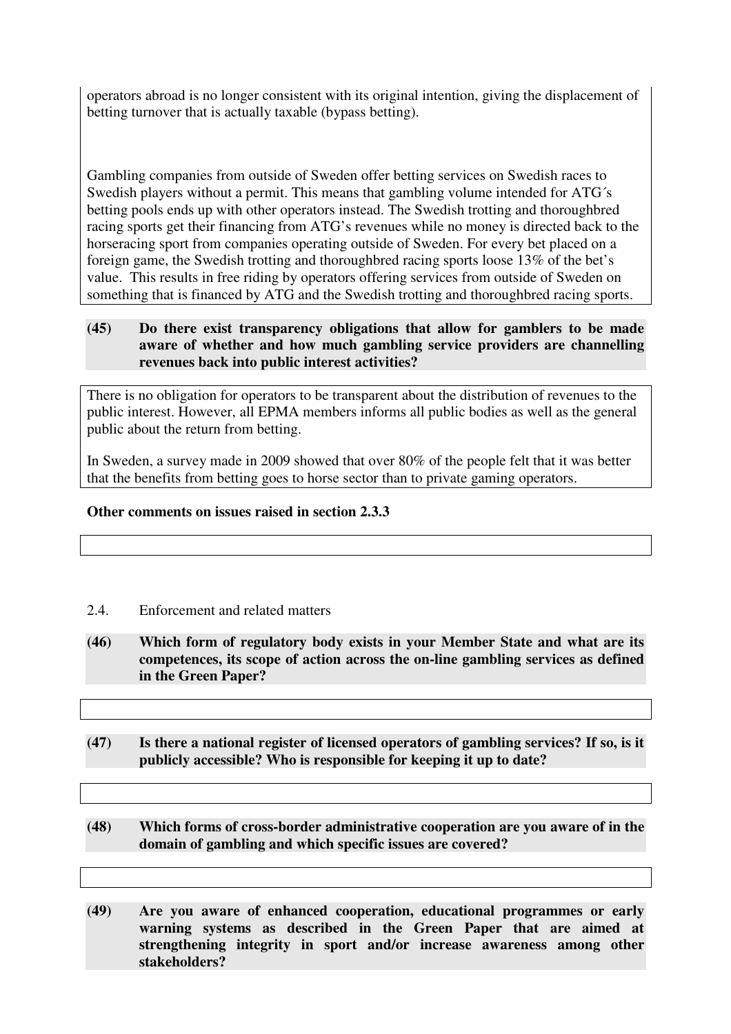operators abroad is no longer consistent with its original intention, giving the displacement of betting turnover that is actually taxable (bypass betting).

Gambling companies from outside of Sweden offer betting services on Swedish races to Swedish players without a permit. This means that gambling volume intended for ATG´s betting pools ends up with other operators instead. The Swedish trotting and thoroughbred racing sports get their financing from ATG's revenues while no money is directed back to the horseracing sport from companies operating outside of Sweden. For every bet placed on a foreign game, the Swedish trotting and thoroughbred racing sports loose 13% of the bet's value. This results in free riding by operators offering services from outside of Sweden on something that is financed by ATG and the Swedish trotting and thoroughbred racing sports.

**(45) Do there exist transparency obligations that allow for gamblers to be made aware of whether and how much gambling service providers are channelling revenues back into public interest activities?**

There is no obligation for operators to be transparent about the distribution of revenues to the public interest. However, all EPMA members informs all public bodies as well as the general public about the return from betting.

In Sweden, a survey made in 2009 showed that over 80% of the people felt that it was better that the benefits from betting goes to horse sector than to private gaming operators.

**Other comments on issues raised in section 2.3.3**

## 2.4. Enforcement and related matters

**(46) Which form of regulatory body exists in your Member State and what are its competences, its scope of action across the on-line gambling services as defined in the Green Paper?**

**(47) Is there a national register of licensed operators of gambling services? If so, is it publicly accessible? Who is responsible for keeping it up to date?**

**(48) Which forms of cross-border administrative cooperation are you aware of in the domain of gambling and which specific issues are covered?**

**(49) Are you aware of enhanced cooperation, educational programmes or early warning systems as described in the Green Paper that are aimed at strengthening integrity in sport and/or increase awareness among other stakeholders?**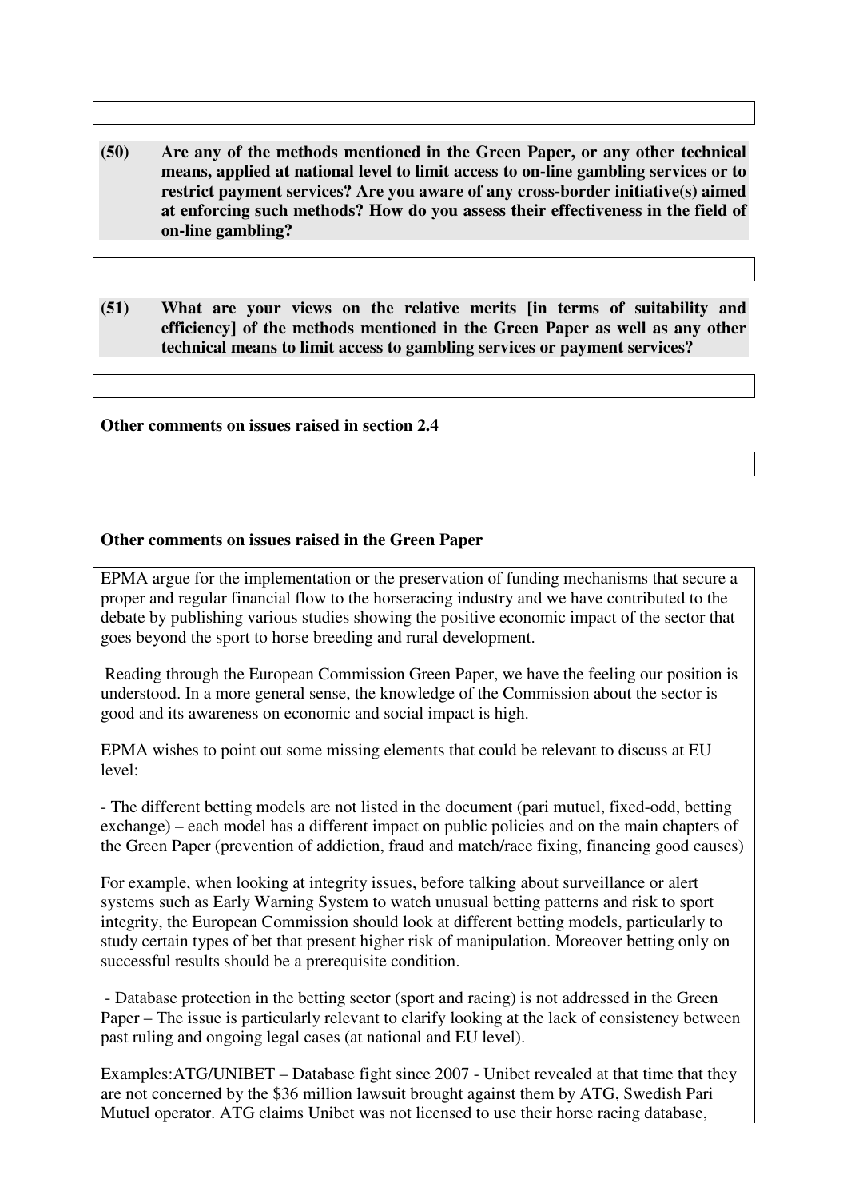**(50) Are any of the methods mentioned in the Green Paper, or any other technical means, applied at national level to limit access to on-line gambling services or to restrict payment services? Are you aware of any cross-border initiative(s) aimed at enforcing such methods? How do you assess their effectiveness in the field of on-line gambling?**

**(51) What are your views on the relative merits [in terms of suitability and efficiency] of the methods mentioned in the Green Paper as well as any other technical means to limit access to gambling services or payment services?**

**Other comments on issues raised in section 2.4**

**Other comments on issues raised in the Green Paper**

EPMA argue for the implementation or the preservation of funding mechanisms that secure a proper and regular financial flow to the horseracing industry and we have contributed to the debate by publishing various studies showing the positive economic impact of the sector that goes beyond the sport to horse breeding and rural development.

Reading through the European Commission Green Paper, we have the feeling our position is understood. In a more general sense, the knowledge of the Commission about the sector is good and its awareness on economic and social impact is high.

EPMA wishes to point out some missing elements that could be relevant to discuss at EU level:

- The different betting models are not listed in the document (pari mutuel, fixed-odd, betting exchange) – each model has a different impact on public policies and on the main chapters of the Green Paper (prevention of addiction, fraud and match/race fixing, financing good causes)

For example, when looking at integrity issues, before talking about surveillance or alert systems such as Early Warning System to watch unusual betting patterns and risk to sport integrity, the European Commission should look at different betting models, particularly to study certain types of bet that present higher risk of manipulation. Moreover betting only on successful results should be a prerequisite condition.

- Database protection in the betting sector (sport and racing) is not addressed in the Green Paper – The issue is particularly relevant to clarify looking at the lack of consistency between past ruling and ongoing legal cases (at national and EU level).

Examples:ATG/UNIBET – Database fight since 2007 - Unibet revealed at that time that they are not concerned by the $36 million lawsuit brought against them by ATG, Swedish Pari Mutuel operator. ATG claims Unibet was not licensed to use their horse racing database,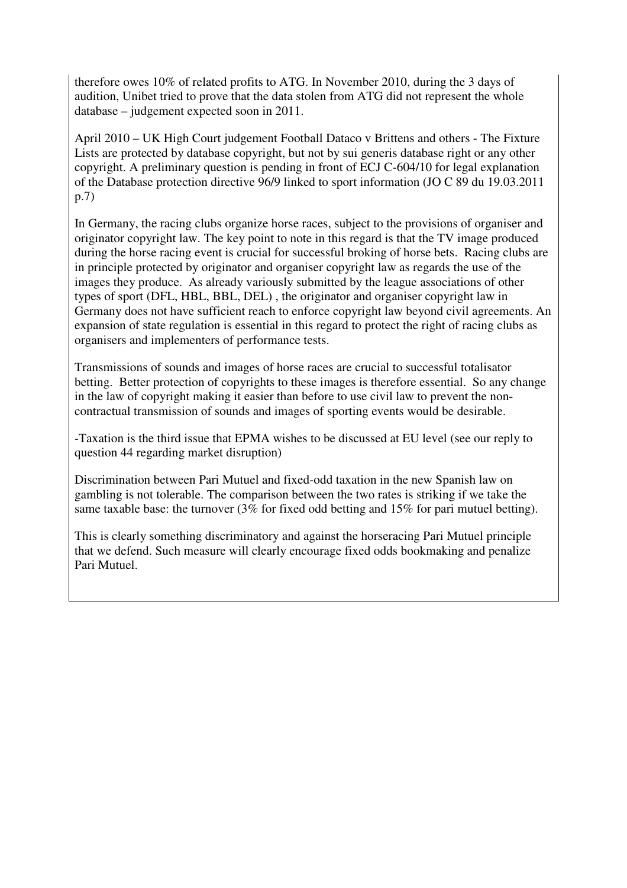therefore owes 10% of related profits to ATG. In November 2010, during the 3 days of audition, Unibet tried to prove that the data stolen from ATG did not represent the whole database – judgement expected soon in 2011.

April 2010 – UK High Court judgement Football Dataco v Brittens and others - The Fixture Lists are protected by database copyright, but not by sui generis database right or any other copyright. A preliminary question is pending in front of ECJ C-604/10 for legal explanation of the Database protection directive 96/9 linked to sport information (JO C 89 du 19.03.2011 p.7)

In Germany, the racing clubs organize horse races, subject to the provisions of organiser and originator copyright law. The key point to note in this regard is that the TV image produced during the horse racing event is crucial for successful broking of horse bets. Racing clubs are in principle protected by originator and organiser copyright law as regards the use of the images they produce. As already variously submitted by the league associations of other types of sport (DFL, HBL, BBL, DEL) , the originator and organiser copyright law in Germany does not have sufficient reach to enforce copyright law beyond civil agreements. An expansion of state regulation is essential in this regard to protect the right of racing clubs as organisers and implementers of performance tests.

Transmissions of sounds and images of horse races are crucial to successful totalisator betting. Better protection of copyrights to these images is therefore essential. So any change in the law of copyright making it easier than before to use civil law to prevent the non-contractual transmission of sounds and images of sporting events would be desirable.

-Taxation is the third issue that EPMA wishes to be discussed at EU level (see our reply to question 44 regarding market disruption)

Discrimination between Pari Mutuel and fixed-odd taxation in the new Spanish law on gambling is not tolerable. The comparison between the two rates is striking if we take the same taxable base: the turnover (3% for fixed odd betting and 15% for pari mutuel betting).

This is clearly something discriminatory and against the horseracing Pari Mutuel principle that we defend. Such measure will clearly encourage fixed odds bookmaking and penalize Pari Mutuel.